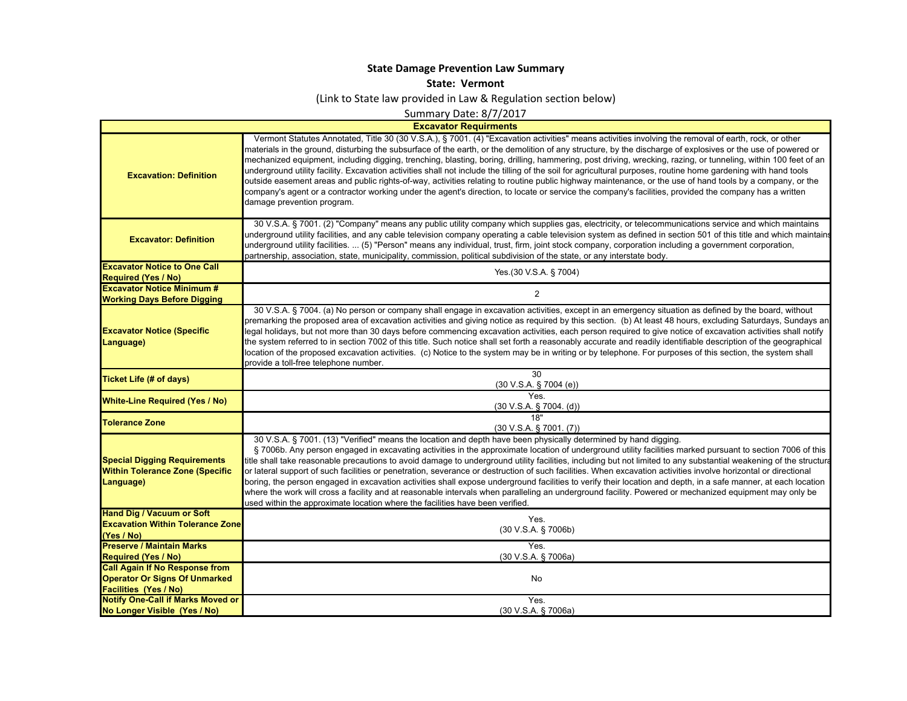**State Damage Prevention Law Summary**

**State: Vermont**

(Link to State law provided in Law & Regulation section below)

Summary Date: 8/7/2017

| **Excavator Requirments** | |
|---|---|
| **Excavation: Definition** | Vermont Statutes Annotated, Title 30 (30 V.S.A.), § 7001. (4) "Excavation activities" means activities involving the removal of earth, rock, or other materials in the ground, disturbing the subsurface of the earth, or the demolition of any structure, by the discharge of explosives or the use of powered or mechanized equipment, including digging, trenching, blasting, boring, drilling, hammering, post driving, wrecking, razing, or tunneling, within 100 feet of an underground utility facility. Excavation activities shall not include the tilling of the soil for agricultural purposes, routine home gardening with hand tools outside easement areas and public rights-of-way, activities relating to routine public highway maintenance, or the use of hand tools by a company, or the company's agent or a contractor working under the agent's direction, to locate or service the company's facilities, provided the company has a written damage prevention program. |
| **Excavator: Definition** | 30 V.S.A. § 7001. (2) "Company" means any public utility company which supplies gas, electricity, or telecommunications service and which maintains underground utility facilities, and any cable television company operating a cable television system as defined in section 501 of this title and which maintains underground utility facilities. ... (5) "Person" means any individual, trust, firm, joint stock company, corporation including a government corporation, partnership, association, state, municipality, commission, political subdivision of the state, or any interstate body. |
| **Excavator Notice to One Call Required (Yes / No)** | Yes.(30 V.S.A. § 7004) |
| **Excavator Notice Minimum # Working Days Before Digging** | 2 |
| **Excavator Notice (Specific Language)** | 30 V.S.A. § 7004. (a) No person or company shall engage in excavation activities, except in an emergency situation as defined by the board, without premarking the proposed area of excavation activities and giving notice as required by this section. (b) At least 48 hours, excluding Saturdays, Sundays and legal holidays, but not more than 30 days before commencing excavation activities, each person required to give notice of excavation activities shall notify the system referred to in section 7002 of this title. Such notice shall set forth a reasonably accurate and readily identifiable description of the geographical location of the proposed excavation activities. (c) Notice to the system may be in writing or by telephone. For purposes of this section, the system shall provide a toll-free telephone number. |
| **Ticket Life (# of days)** | 30 (30 V.S.A. § 7004 (e)) |
| **White-Line Required (Yes / No)** | Yes. (30 V.S.A. § 7004. (d)) |
| **Tolerance Zone** | 18" (30 V.S.A. § 7001. (7)) |
| **Special Digging Requirements Within Tolerance Zone (Specific Language)** | 30 V.S.A. § 7001. (13) "Verified" means the location and depth have been physically determined by hand digging. § 7006b. Any person engaged in excavating activities in the approximate location of underground utility facilities marked pursuant to section 7006 of this title shall take reasonable precautions to avoid damage to underground utility facilities, including but not limited to any substantial weakening of the structural or lateral support of such facilities or penetration, severance or destruction of such facilities. When excavation activities involve horizontal or directional boring, the person engaged in excavation activities shall expose underground facilities to verify their location and depth, in a safe manner, at each location where the work will cross a facility and at reasonable intervals when paralleling an underground facility. Powered or mechanized equipment may only be used within the approximate location where the facilities have been verified. |
| **Hand Dig / Vacuum or Soft Excavation Within Tolerance Zone (Yes / No)** | Yes. (30 V.S.A. § 7006b) |
| **Preserve / Maintain Marks Required (Yes / No)** | Yes. (30 V.S.A. § 7006a) |
| **Call Again If No Response from Operator Or Signs Of Unmarked Facilities (Yes / No)** | No |
| **Notify One-Call if Marks Moved or No Longer Visible (Yes / No)** | Yes. (30 V.S.A. § 7006a) |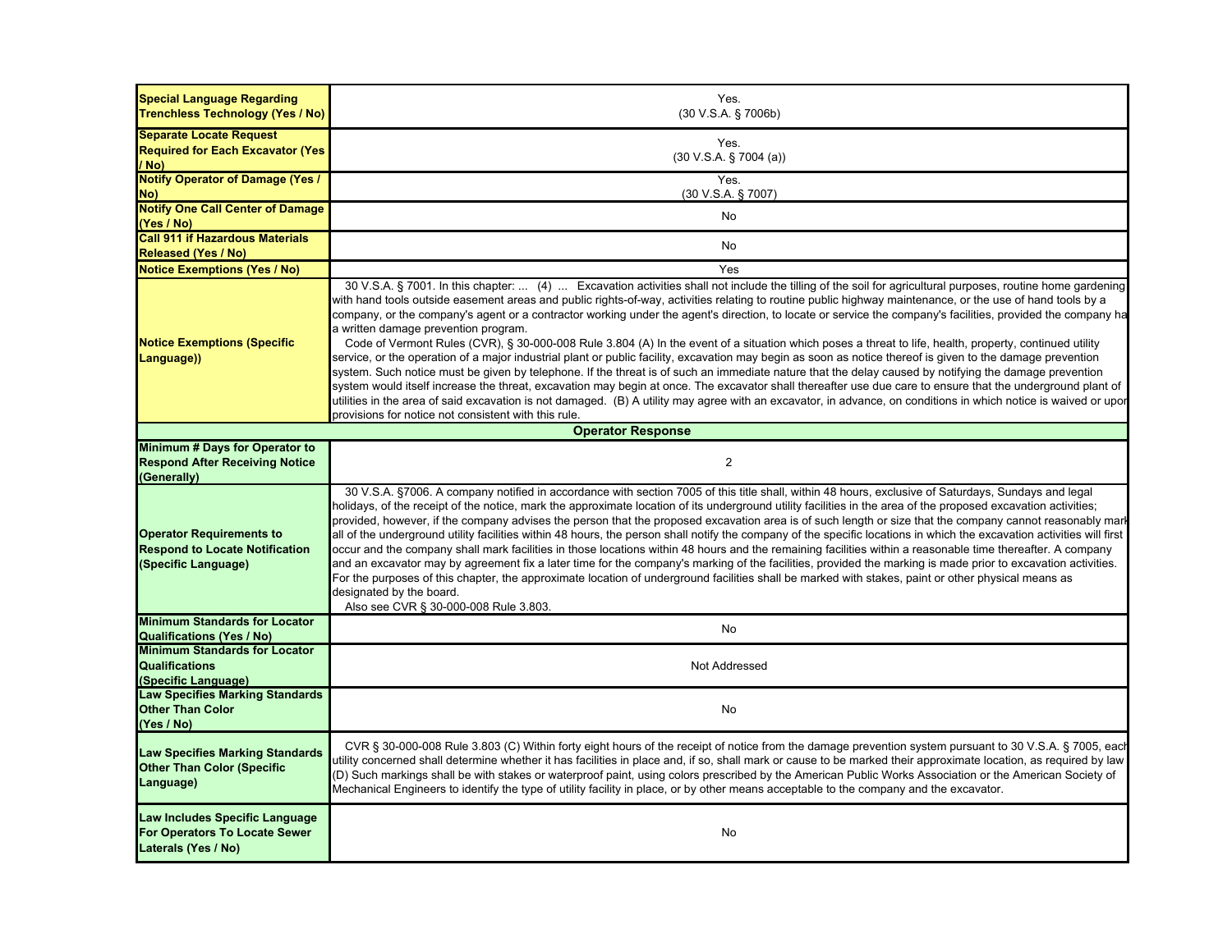| | |
|---|---|
| **Special Language Regarding Trenchless Technology (Yes / No)** | Yes.<br>(30 V.S.A. § 7006b) |
| **Separate Locate Request Required for Each Excavator (Yes / No)** | Yes.<br>(30 V.S.A. § 7004 (a)) |
| **Notify Operator of Damage (Yes / No)** | Yes.<br>(30 V.S.A. § 7007) |
| **Notify One Call Center of Damage (Yes / No)** | No |
| **Call 911 if Hazardous Materials Released (Yes / No)** | No |
| **Notice Exemptions (Yes / No)** | Yes |
| **Notice Exemptions (Specific Language))** | 30 V.S.A. § 7001. In this chapter: ... (4) ... Excavation activities shall not include the tilling of the soil for agricultural purposes, routine home gardening with hand tools outside easement areas and public rights-of-way, activities relating to routine public highway maintenance, or the use of hand tools by a company, or the company's agent or a contractor working under the agent's direction, to locate or service the company's facilities, provided the company ha a written damage prevention program.<br>Code of Vermont Rules (CVR), § 30-000-008 Rule 3.804 (A) In the event of a situation which poses a threat to life, health, property, continued utility service, or the operation of a major industrial plant or public facility, excavation may begin as soon as notice thereof is given to the damage prevention system. Such notice must be given by telephone. If the threat is of such an immediate nature that the delay caused by notifying the damage prevention system would itself increase the threat, excavation may begin at once. The excavator shall thereafter use due care to ensure that the underground plant of utilities in the area of said excavation is not damaged. (B) A utility may agree with an excavator, in advance, on conditions in which notice is waived or upor provisions for notice not consistent with this rule. |
| **Operator Response** | |
| **Minimum # Days for Operator to Respond After Receiving Notice (Generally)** | 2 |
| **Operator Requirements to Respond to Locate Notification (Specific Language)** | 30 V.S.A. §7006. A company notified in accordance with section 7005 of this title shall, within 48 hours, exclusive of Saturdays, Sundays and legal holidays, of the receipt of the notice, mark the approximate location of its underground utility facilities in the area of the proposed excavation activities; provided, however, if the company advises the person that the proposed excavation area is of such length or size that the company cannot reasonably mark all of the underground utility facilities within 48 hours, the person shall notify the company of the specific locations in which the excavation activities will first occur and the company shall mark facilities in those locations within 48 hours and the remaining facilities within a reasonable time thereafter. A company and an excavator may by agreement fix a later time for the company's marking of the facilities, provided the marking is made prior to excavation activities. For the purposes of this chapter, the approximate location of underground facilities shall be marked with stakes, paint or other physical means as designated by the board.<br>Also see CVR § 30-000-008 Rule 3.803. |
| **Minimum Standards for Locator Qualifications (Yes / No)** | No |
| **Minimum Standards for Locator Qualifications (Specific Language)** | Not Addressed |
| **Law Specifies Marking Standards Other Than Color (Yes / No)** | No |
| **Law Specifies Marking Standards Other Than Color (Specific Language)** | CVR § 30-000-008 Rule 3.803 (C) Within forty eight hours of the receipt of notice from the damage prevention system pursuant to 30 V.S.A. § 7005, each utility concerned shall determine whether it has facilities in place and, if so, shall mark or cause to be marked their approximate location, as required by law (D) Such markings shall be with stakes or waterproof paint, using colors prescribed by the American Public Works Association or the American Society of Mechanical Engineers to identify the type of utility facility in place, or by other means acceptable to the company and the excavator. |
| **Law Includes Specific Language For Operators To Locate Sewer Laterals (Yes / No)** | No |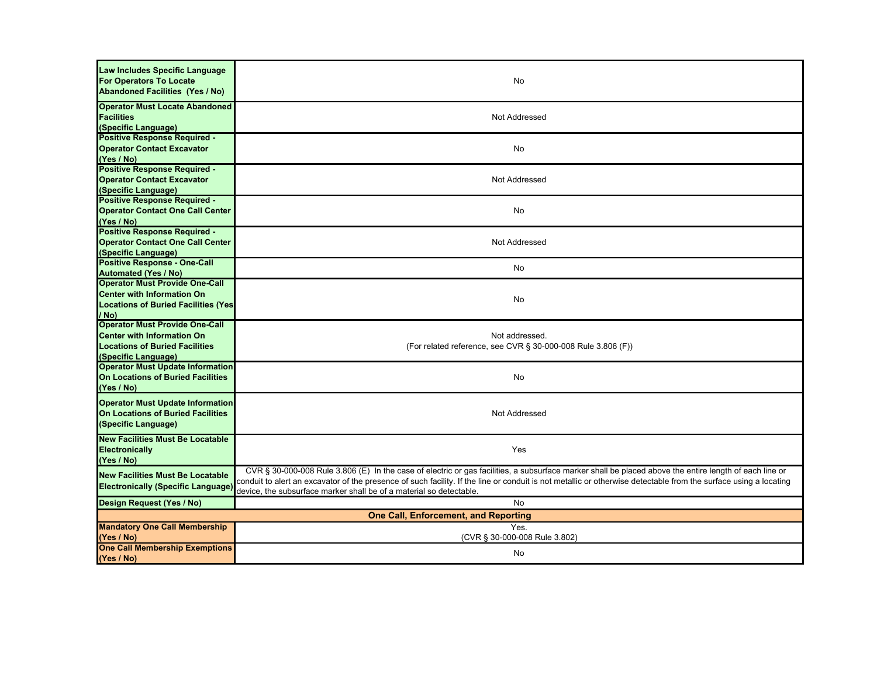| | |
|---|---|
| **Law Includes Specific Language For Operators To Locate Abandoned Facilities (Yes / No)** | No |
| **Operator Must Locate Abandoned Facilities (Specific Language)** | Not Addressed |
| **Positive Response Required - Operator Contact Excavator (Yes / No)** | No |
| **Positive Response Required - Operator Contact Excavator (Specific Language)** | Not Addressed |
| **Positive Response Required - Operator Contact One Call Center (Yes / No)** | No |
| **Positive Response Required - Operator Contact One Call Center (Specific Language)** | Not Addressed |
| **Positive Response - One-Call Automated (Yes / No)** | No |
| **Operator Must Provide One-Call Center with Information On Locations of Buried Facilities (Yes / No)** | No |
| **Operator Must Provide One-Call Center with Information On Locations of Buried Facilities (Specific Language)** | Not addressed. (For related reference, see CVR § 30-000-008 Rule 3.806 (F)) |
| **Operator Must Update Information On Locations of Buried Facilities (Yes / No)** | No |
| **Operator Must Update Information On Locations of Buried Facilities (Specific Language)** | Not Addressed |
| **New Facilities Must Be Locatable Electronically (Yes / No)** | Yes |
| **New Facilities Must Be Locatable Electronically (Specific Language)** | CVR § 30-000-008 Rule 3.806 (E) In the case of electric or gas facilities, a subsurface marker shall be placed above the entire length of each line or conduit to alert an excavator of the presence of such facility. If the line or conduit is not metallic or otherwise detectable from the surface using a locating device, the subsurface marker shall be of a material so detectable. |
| **Design Request (Yes / No)** | No |
| **One Call, Enforcement, and Reporting** | |
| **Mandatory One Call Membership (Yes / No)** | Yes. (CVR § 30-000-008 Rule 3.802) |
| **One Call Membership Exemptions (Yes / No)** | No |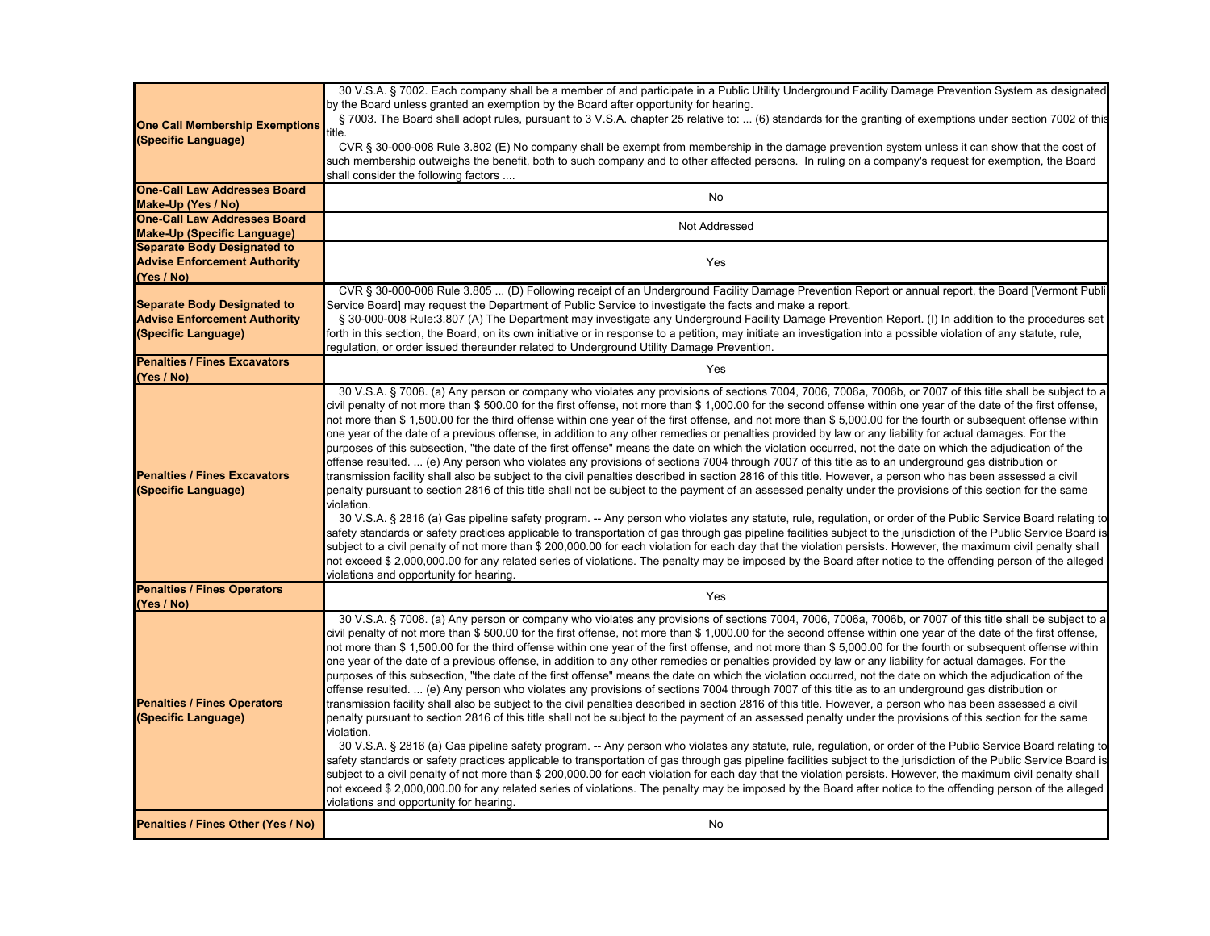| | |
|---|---|
| **One Call Membership Exemptions (Specific Language)** | 30 V.S.A. § 7002. Each company shall be a member of and participate in a Public Utility Underground Facility Damage Prevention System as designated by the Board unless granted an exemption by the Board after opportunity for hearing. § 7003. The Board shall adopt rules, pursuant to 3 V.S.A. chapter 25 relative to: ... (6) standards for the granting of exemptions under section 7002 of this title. CVR § 30-000-008 Rule 3.802 (E) No company shall be exempt from membership in the damage prevention system unless it can show that the cost of such membership outweighs the benefit, both to such company and to other affected persons. In ruling on a company's request for exemption, the Board shall consider the following factors .... |
| **One-Call Law Addresses Board Make-Up (Yes / No)** | No |
| **One-Call Law Addresses Board Make-Up (Specific Language)** | Not Addressed |
| **Separate Body Designated to Advise Enforcement Authority (Yes / No)** | Yes |
| **Separate Body Designated to Advise Enforcement Authority (Specific Language)** | CVR § 30-000-008 Rule 3.805 ... (D) Following receipt of an Underground Facility Damage Prevention Report or annual report, the Board [Vermont Public Service Board] may request the Department of Public Service to investigate the facts and make a report. § 30-000-008 Rule:3.807 (A) The Department may investigate any Underground Facility Damage Prevention Report. (I) In addition to the procedures set forth in this section, the Board, on its own initiative or in response to a petition, may initiate an investigation into a possible violation of any statute, rule, regulation, or order issued thereunder related to Underground Utility Damage Prevention. |
| **Penalties / Fines Excavators (Yes / No)** | Yes |
| **Penalties / Fines Excavators (Specific Language)** | 30 V.S.A. § 7008. (a) Any person or company who violates any provisions of sections 7004, 7006, 7006a, 7006b, or 7007 of this title shall be subject to a civil penalty of not more than $ 500.00 for the first offense, not more than $ 1,000.00 for the second offense within one year of the date of the first offense, not more than $ 1,500.00 for the third offense within one year of the first offense, and not more than $ 5,000.00 for the fourth or subsequent offense within one year of the date of a previous offense, in addition to any other remedies or penalties provided by law or any liability for actual damages. For the purposes of this subsection, "the date of the first offense" means the date on which the violation occurred, not the date on which the adjudication of the offense resulted. ... (e) Any person who violates any provisions of sections 7004 through 7007 of this title as to an underground gas distribution or transmission facility shall also be subject to the civil penalties described in section 2816 of this title. However, a person who has been assessed a civil penalty pursuant to section 2816 of this title shall not be subject to the payment of an assessed penalty under the provisions of this section for the same violation. 30 V.S.A. § 2816 (a) Gas pipeline safety program. -- Any person who violates any statute, rule, regulation, or order of the Public Service Board relating to safety standards or safety practices applicable to transportation of gas through gas pipeline facilities subject to the jurisdiction of the Public Service Board is subject to a civil penalty of not more than $ 200,000.00 for each violation for each day that the violation persists. However, the maximum civil penalty shall not exceed $ 2,000,000.00 for any related series of violations. The penalty may be imposed by the Board after notice to the offending person of the alleged violations and opportunity for hearing. |
| **Penalties / Fines Operators (Yes / No)** | Yes |
| **Penalties / Fines Operators (Specific Language)** | 30 V.S.A. § 7008. (a) Any person or company who violates any provisions of sections 7004, 7006, 7006a, 7006b, or 7007 of this title shall be subject to a civil penalty of not more than $ 500.00 for the first offense, not more than $ 1,000.00 for the second offense within one year of the date of the first offense, not more than $ 1,500.00 for the third offense within one year of the first offense, and not more than $ 5,000.00 for the fourth or subsequent offense within one year of the date of a previous offense, in addition to any other remedies or penalties provided by law or any liability for actual damages. For the purposes of this subsection, "the date of the first offense" means the date on which the violation occurred, not the date on which the adjudication of the offense resulted. ... (e) Any person who violates any provisions of sections 7004 through 7007 of this title as to an underground gas distribution or transmission facility shall also be subject to the civil penalties described in section 2816 of this title. However, a person who has been assessed a civil penalty pursuant to section 2816 of this title shall not be subject to the payment of an assessed penalty under the provisions of this section for the same violation. 30 V.S.A. § 2816 (a) Gas pipeline safety program. -- Any person who violates any statute, rule, regulation, or order of the Public Service Board relating to safety standards or safety practices applicable to transportation of gas through gas pipeline facilities subject to the jurisdiction of the Public Service Board is subject to a civil penalty of not more than $ 200,000.00 for each violation for each day that the violation persists. However, the maximum civil penalty shall not exceed $ 2,000,000.00 for any related series of violations. The penalty may be imposed by the Board after notice to the offending person of the alleged violations and opportunity for hearing. |
| **Penalties / Fines Other (Yes / No)** | No |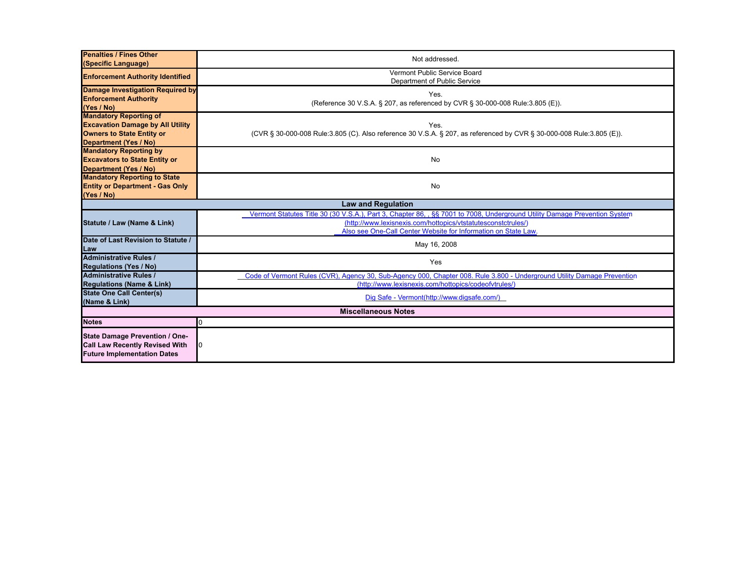| | |
|---|---|
| **Penalties / Fines Other (Specific Language)** | Not addressed. |
| **Enforcement Authority Identified** | Vermont Public Service Board<br>Department of Public Service |
| **Damage Investigation Required by Enforcement Authority (Yes / No)** | Yes.<br>(Reference 30 V.S.A. § 207, as referenced by CVR § 30-000-008 Rule:3.805 (E)). |
| **Mandatory Reporting of Excavation Damage by All Utility Owners to State Entity or Department (Yes / No)** | Yes.<br>(CVR § 30-000-008 Rule:3.805 (C). Also reference 30 V.S.A. § 207, as referenced by CVR § 30-000-008 Rule:3.805 (E)). |
| **Mandatory Reporting by Excavators to State Entity or Department (Yes / No)** | No |
| **Mandatory Reporting to State Entity or Department - Gas Only (Yes / No)** | No |
| **Law and Regulation** | |
| **Statute / Law (Name & Link)** | Vermont Statutes Title 30 (30 V.S.A.), Part 3, Chapter 86, , §§ 7001 to 7008, Underground Utility Damage Prevention System (http://www.lexisnexis.com/hottopics/vtstatutesconstctrules/)<br>Also see One-Call Center Website for Information on State Law. |
| **Date of Last Revision to Statute / Law** | May 16, 2008 |
| **Administrative Rules / Regulations (Yes / No)** | Yes |
| **Administrative Rules / Regulations (Name & Link)** | Code of Vermont Rules (CVR), Agency 30, Sub-Agency 000, Chapter 008. Rule 3.800 - Underground Utility Damage Prevention (http://www.lexisnexis.com/hottopics/codeofvtrules/) |
| **State One Call Center(s) (Name & Link)** | Dig Safe - Vermont(http://www.digsafe.com/) |
| **Miscellaneous Notes** | |
| **Notes** | 0 |
| **State Damage Prevention / One-Call Law Recently Revised With Future Implementation Dates** | 0 |